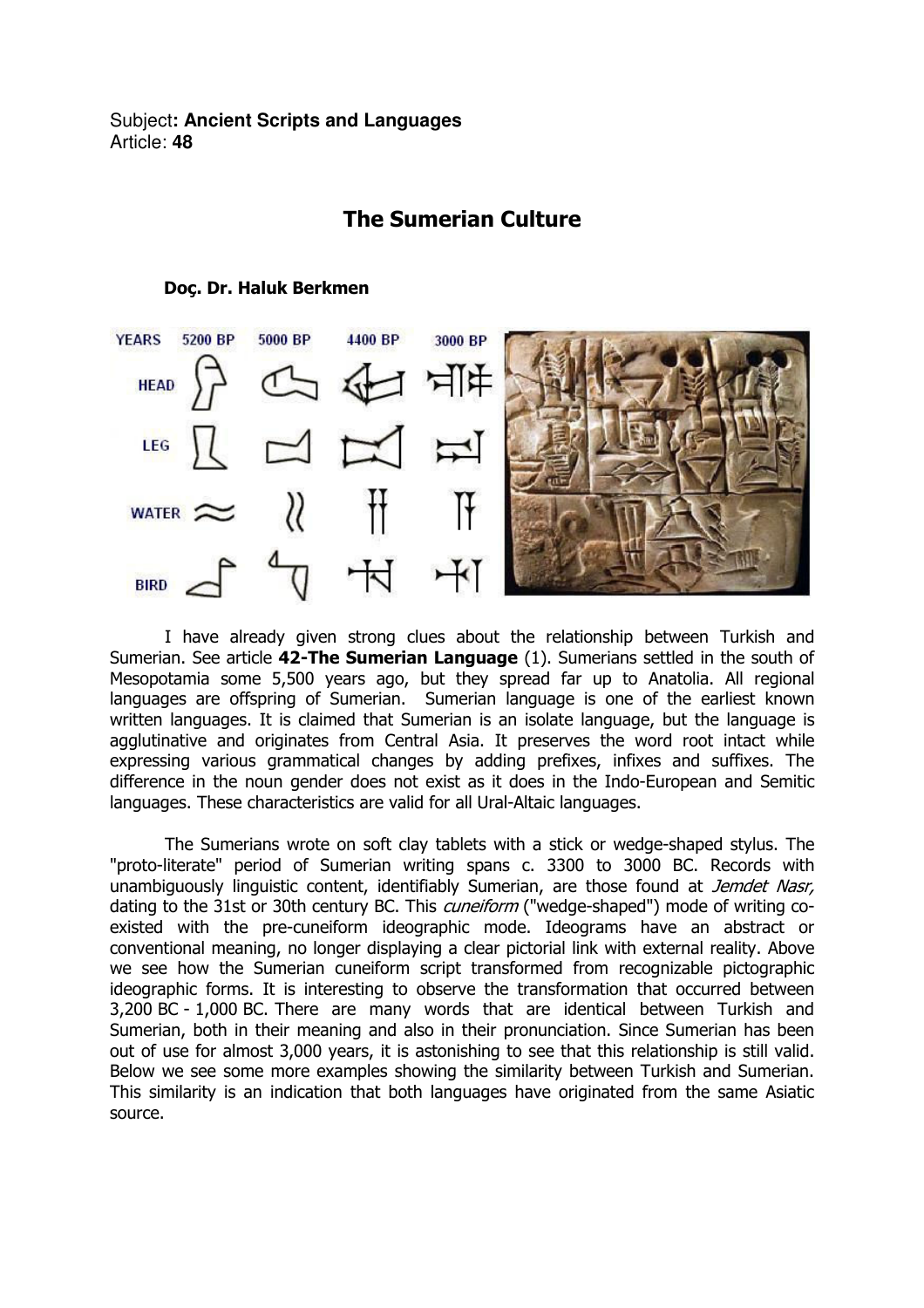Subject**: Ancient Scripts and Languages**
Article: **48**

# The Sumerian Culture

**Doç. Dr. Haluk Berkmen**

I have already given strong clues about the relationship between Turkish and Sumerian. See article **42-The Sumerian Language** (1). Sumerians settled in the south of Mesopotamia some 5,500 years ago, but they spread far up to Anatolia. All regional languages are offspring of Sumerian. Sumerian language is one of the earliest known written languages. It is claimed that Sumerian is an isolate language, but the language is agglutinative and originates from Central Asia. It preserves the word root intact while expressing various grammatical changes by adding prefixes, infixes and suffixes. The difference in the noun gender does not exist as it does in the Indo-European and Semitic languages. These characteristics are valid for all Ural-Altaic languages.

The Sumerians wrote on soft clay tablets with a stick or wedge-shaped stylus. The "proto-literate" period of Sumerian writing spans c. 3300 to 3000 BC. Records with unambiguously linguistic content, identifiably Sumerian, are those found at *Jemdet Nasr,* dating to the 31st or 30th century BC. This *cuneiform* ("wedge-shaped") mode of writing co-existed with the pre-cuneiform ideographic mode. Ideograms have an abstract or conventional meaning, no longer displaying a clear pictorial link with external reality. Above we see how the Sumerian cuneiform script transformed from recognizable pictographic ideographic forms. It is interesting to observe the transformation that occurred between 3,200 BC - 1,000 BC. There are many words that are identical between Turkish and Sumerian, both in their meaning and also in their pronunciation. Since Sumerian has been out of use for almost 3,000 years, it is astonishing to see that this relationship is still valid. Below we see some more examples showing the similarity between Turkish and Sumerian. This similarity is an indication that both languages have originated from the same Asiatic source.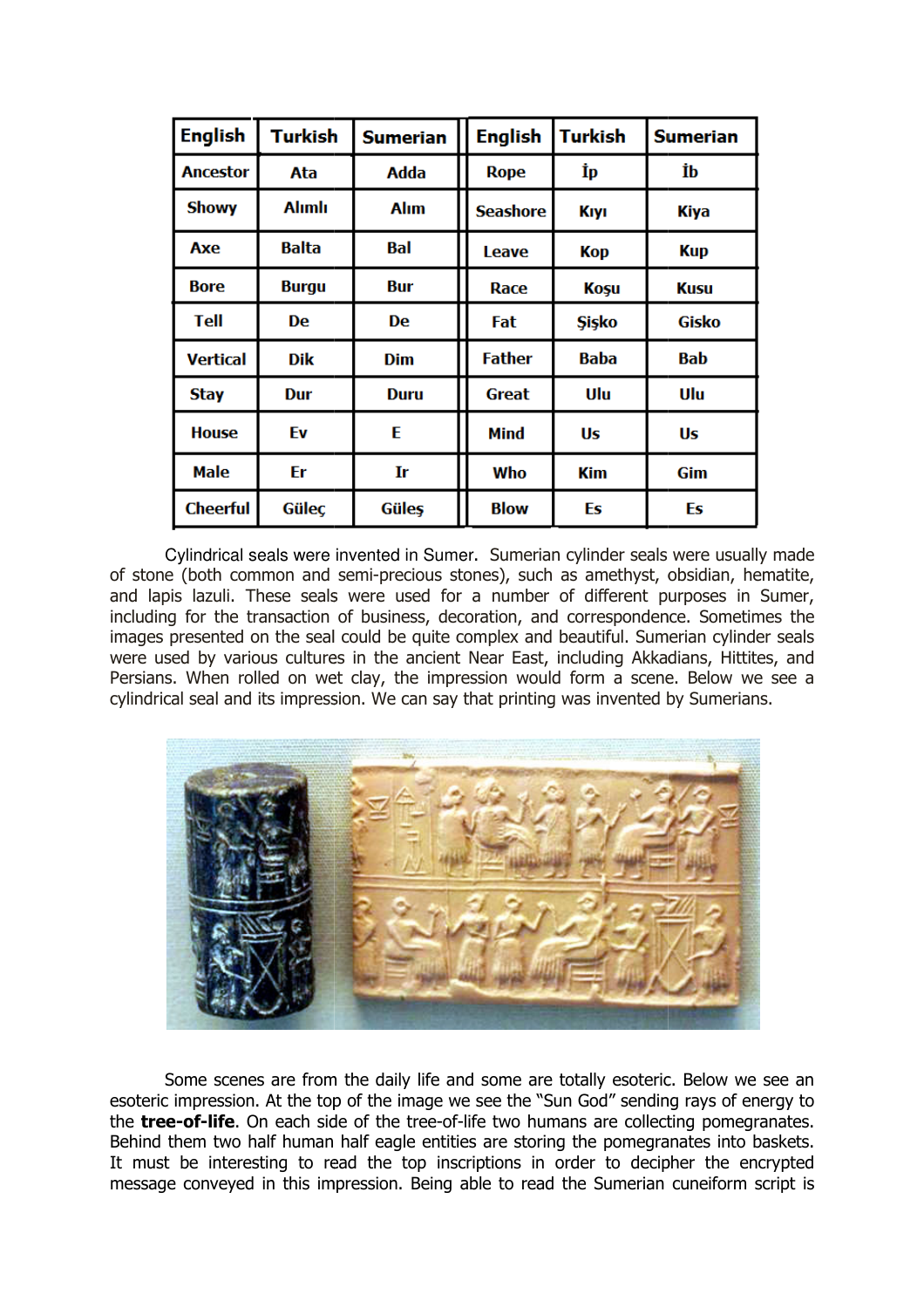| English | Turkish | Sumerian | English | Turkish | Sumerian |
|---|---|---|---|---|---|
| Ancestor | Ata | Adda | Rope | İp | İb |
| Showy | Alımlı | Alım | Seashore | Kıyı | Kiya |
| Axe | Balta | Bal | Leave | Kop | Kup |
| Bore | Burgu | Bur | Race | Koşu | Kusu |
| Tell | De | De | Fat | Şişko | Gisko |
| Vertical | Dik | Dim | Father | Baba | Bab |
| Stay | Dur | Duru | Great | Ulu | Ulu |
| House | Ev | E | Mind | Us | Us |
| Male | Er | Ir | Who | Kim | Gim |
| Cheerful | Güleç | Güleş | Blow | Es | Es |

Cylindrical seals were invented in Sumer. Sumerian cylinder seals were usually made of stone (both common and semi-precious stones), such as amethyst, obsidian, hematite, and lapis lazuli. These seals were used for a number of different purposes in Sumer, including for the transaction of business, decoration, and correspondence. Sometimes the images presented on the seal could be quite complex and beautiful. Sumerian cylinder seals were used by various cultures in the ancient Near East, including Akkadians, Hittites, and Persians. When rolled on wet clay, the impression would form a scene. Below we see a cylindrical seal and its impression. We can say that printing was invented by Sumerians.

Some scenes are from the daily life and some are totally esoteric. Below we see an esoteric impression. At the top of the image we see the "Sun God" sending rays of energy to the **tree-of-life**. On each side of the tree-of-life two humans are collecting pomegranates. Behind them two half human half eagle entities are storing the pomegranates into baskets. It must be interesting to read the top inscriptions in order to decipher the encrypted message conveyed in this impression. Being able to read the Sumerian cuneiform script is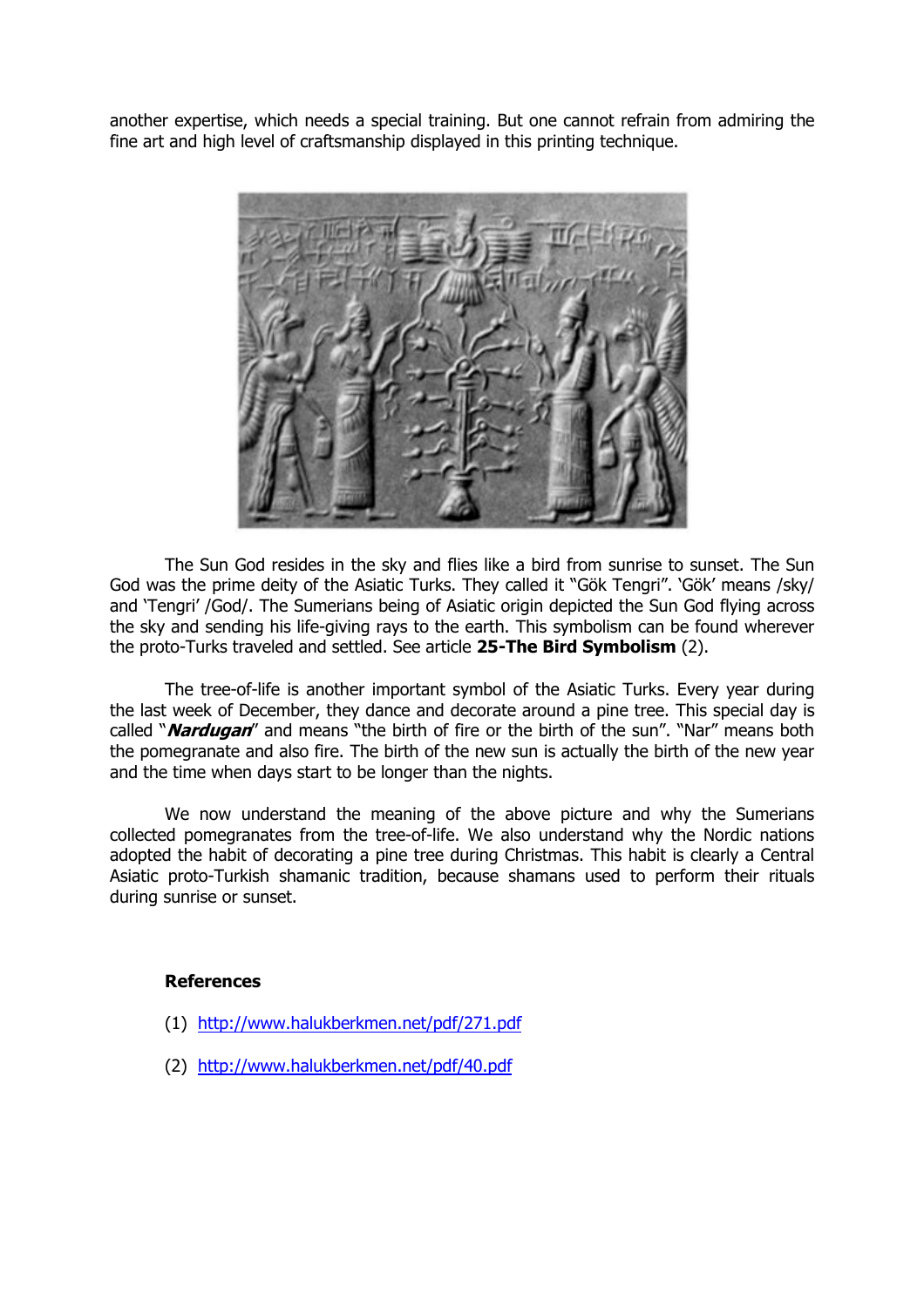another expertise, which needs a special training. But one cannot refrain from admiring the fine art and high level of craftsmanship displayed in this printing technique.

The Sun God resides in the sky and flies like a bird from sunrise to sunset. The Sun God was the prime deity of the Asiatic Turks. They called it "Gök Tengri". 'Gök' means /sky/ and 'Tengri' /God/. The Sumerians being of Asiatic origin depicted the Sun God flying across the sky and sending his life-giving rays to the earth. This symbolism can be found wherever the proto-Turks traveled and settled. See article **25-The Bird Symbolism** (2).

The tree-of-life is another important symbol of the Asiatic Turks. Every year during the last week of December, they dance and decorate around a pine tree. This special day is called "***Nardugan***" and means "the birth of fire or the birth of the sun". "Nar" means both the pomegranate and also fire. The birth of the new sun is actually the birth of the new year and the time when days start to be longer than the nights.

We now understand the meaning of the above picture and why the Sumerians collected pomegranates from the tree-of-life. We also understand why the Nordic nations adopted the habit of decorating a pine tree during Christmas. This habit is clearly a Central Asiatic proto-Turkish shamanic tradition, because shamans used to perform their rituals during sunrise or sunset.

**References**

(1) http://www.halukberkmen.net/pdf/271.pdf

(2) http://www.halukberkmen.net/pdf/40.pdf